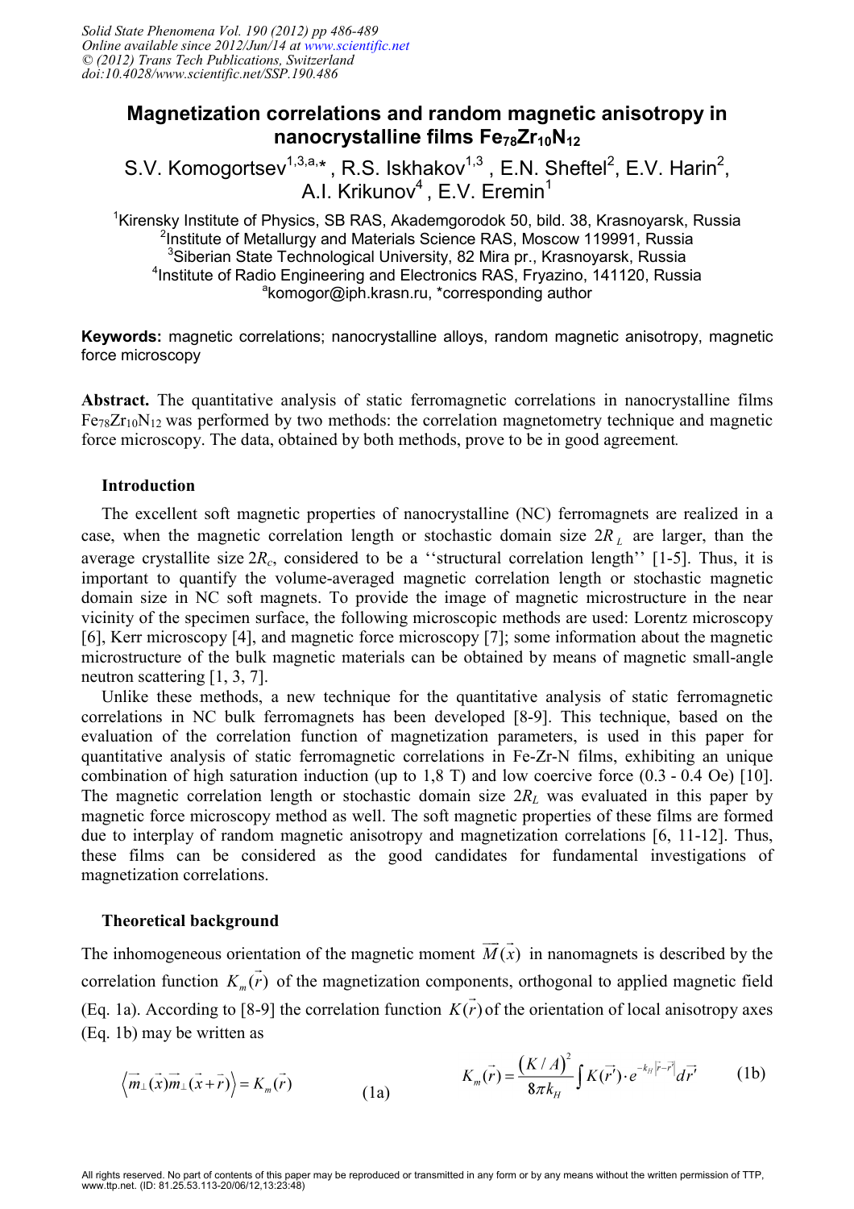# Magnetization correlations and random magnetic anisotropy in nanocrystalline films $Fe_{78}Zr_{10}N_{12}$

S.V. Komogortsev[1,3,a,*], R.S. Iskhakov[1,3], E.N. Sheftel[2], E.V. Harin[2], A.I. Krikunov[4], E.V. Eremin[1]

[1]Kirensky Institute of Physics, SB RAS, Akademgorodok 50, bild. 38, Krasnoyarsk, Russia

[2]Institute of Metallurgy and Materials Science RAS, Moscow 119991, Russia

[3]Siberian State Technological University, 82 Mira pr., Krasnoyarsk, Russia

[4]Institute of Radio Engineering and Electronics RAS, Fryazino, 141120, Russia

[a]komogor@iph.krasn.ru, *corresponding author

**Keywords:** magnetic correlations; nanocrystalline alloys, random magnetic anisotropy, magnetic force microscopy

**Abstract.** The quantitative analysis of static ferromagnetic correlations in nanocrystalline films $Fe_{78}Zr_{10}N_{12}$ was performed by two methods: the correlation magnetometry technique and magnetic force microscopy. The data, obtained by both methods, prove to be in good agreement.

## Introduction

The excellent soft magnetic properties of nanocrystalline (NC) ferromagnets are realized in a case, when the magnetic correlation length or stochastic domain size $2R_L$ are larger, than the average crystallite size $2R_c$, considered to be a ''structural correlation length'' [1-5]. Thus, it is important to quantify the volume-averaged magnetic correlation length or stochastic magnetic domain size in NC soft magnets. To provide the image of magnetic microstructure in the near vicinity of the specimen surface, the following microscopic methods are used: Lorentz microscopy [6], Kerr microscopy [4], and magnetic force microscopy [7]; some information about the magnetic microstructure of the bulk magnetic materials can be obtained by means of magnetic small-angle neutron scattering [1, 3, 7].

Unlike these methods, a new technique for the quantitative analysis of static ferromagnetic correlations in NC bulk ferromagnets has been developed [8-9]. This technique, based on the evaluation of the correlation function of magnetization parameters, is used in this paper for quantitative analysis of static ferromagnetic correlations in Fe-Zr-N films, exhibiting an unique combination of high saturation induction (up to 1,8 T) and low coercive force (0.3 - 0.4 Oe) [10]. The magnetic correlation length or stochastic domain size $2R_L$ was evaluated in this paper by magnetic force microscopy method as well. The soft magnetic properties of these films are formed due to interplay of random magnetic anisotropy and magnetization correlations [6, 11-12]. Thus, these films can be considered as the good candidates for fundamental investigations of magnetization correlations.

## Theoretical background

The inhomogeneous orientation of the magnetic moment $\vec{M}(\vec{x})$ in nanomagnets is described by the correlation function $K_m(\vec{r})$ of the magnetization components, orthogonal to applied magnetic field (Eq. 1a). According to [8-9] the correlation function $K(\vec{r})$ of the orientation of local anisotropy axes (Eq. 1b) may be written as

$$\left\langle \vec{m}_\perp(\vec{x})\vec{m}_\perp(\vec{x}+\vec{r})\right\rangle = K_m(\vec{r}) \qquad (1a)$$

$$K_m(\vec{r}) = \frac{(K/A)^2}{8\pi k_H}\int K(\vec{r'})\cdot e^{-k_H\left|\vec{r}-\vec{r'}\right|}d\vec{r'} \qquad (1b)$$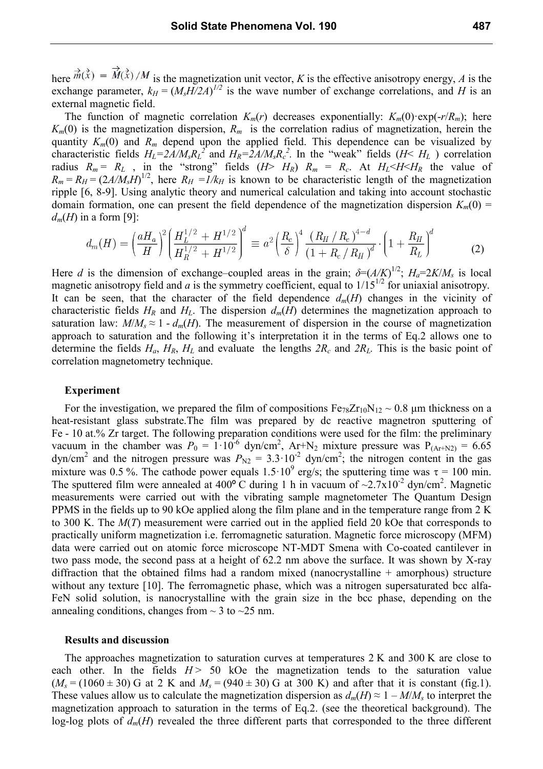here $\vec{m}(\vec{x}) = \vec{M}(\vec{x})/M$ is the magnetization unit vector, $K$ is the effective anisotropy energy, $A$ is the exchange parameter, $k_H = (M_s H/2A)^{1/2}$ is the wave number of exchange correlations, and $H$ is an external magnetic field.

The function of magnetic correlation $K_m(r)$ decreases exponentially: $K_m(0)\cdot\exp(-r/R_m)$; here $K_m(0)$ is the magnetization dispersion, $R_m$ is the correlation radius of magnetization, herein the quantity $K_m(0)$ and $R_m$ depend upon the applied field. This dependence can be visualized by characteristic fields $H_L=2A/M_sR_L^2$ and $H_R=2A/M_sR_c^2$. In the "weak" fields ($H< H_L$) correlation radius $R_m = R_L$, in the "strong" fields ($H> H_R$) $R_m = R_c$. At $H_L<H<H_R$ the value of $R_m = R_H = (2A/M_sH)^{1/2}$, here $R_H = 1/k_H$ is known to be characteristic length of the magnetization ripple [6, 8-9]. Using analytic theory and numerical calculation and taking into account stochastic domain formation, one can present the field dependence of the magnetization dispersion $K_m(0) = d_m(H)$ in a form [9]:

$$d_m(H) = \left(\frac{aH_a}{H}\right)^2 \left(\frac{H_L^{1/2} + H^{1/2}}{H_R^{1/2} + H^{1/2}}\right)^d \equiv a^2 \left(\frac{R_c}{\delta}\right)^4 \frac{(R_H/R_c)^{4-d}}{(1 + R_c/R_H)^d} \cdot \left(1 + \frac{R_H}{R_L}\right)^d \tag{2}$$

Here $d$ is the dimension of exchange–coupled areas in the grain; $\delta=(A/K)^{1/2}$; $H_a=2K/M_s$ is local magnetic anisotropy field and $a$ is the symmetry coefficient, equal to $1/15^{1/2}$ for uniaxial anisotropy. It can be seen, that the character of the field dependence $d_m(H)$ changes in the vicinity of characteristic fields $H_R$ and $H_L$. The dispersion $d_m(H)$ determines the magnetization approach to saturation law: $M/M_s \approx 1 - d_m(H)$. The measurement of dispersion in the course of magnetization approach to saturation and the following it's interpretation it in the terms of Eq.2 allows one to determine the fields $H_a$, $H_R$, $H_L$ and evaluate the lengths $2R_c$ and $2R_L$. This is the basic point of correlation magnetometry technique.

### Experiment

For the investigation, we prepared the film of compositions $Fe_{78}Zr_{10}N_{12}$ ~ 0.8 μm thickness on a heat-resistant glass substrate.The film was prepared by dc reactive magnetron sputtering of Fe - 10 at.% Zr target. The following preparation conditions were used for the film: the preliminary vacuum in the chamber was $P_0 = 1\cdot10^{-6}$ dyn/cm$^2$, Ar+N$_2$ mixture pressure was $P_{(Ar+N2)} = 6.65$ dyn/cm$^2$ and the nitrogen pressure was $P_{N2} = 3.3\cdot10^{-2}$ dyn/cm$^2$; the nitrogen content in the gas mixture was 0.5 %. The cathode power equals $1.5\cdot10^9$ erg/s; the sputtering time was $\tau = 100$ min. The sputtered film were annealed at 400° C during 1 h in vacuum of ~2.7x10$^{-2}$ dyn/cm$^2$. Magnetic measurements were carried out with the vibrating sample magnetometer The Quantum Design PPMS in the fields up to 90 kOe applied along the film plane and in the temperature range from 2 K to 300 K. The $M(T)$ measurement were carried out in the applied field 20 kOe that corresponds to practically uniform magnetization i.e. ferromagnetic saturation. Magnetic force microscopy (MFM) data were carried out on atomic force microscope NT-MDT Smena with Co-coated cantilever in two pass mode, the second pass at a height of 62.2 nm above the surface. It was shown by X-ray diffraction that the obtained films had a random mixed (nanocrystalline + amorphous) structure without any texture [10]. The ferromagnetic phase, which was a nitrogen supersaturated bcc alfa-FeN solid solution, is nanocrystalline with the grain size in the bcc phase, depending on the annealing conditions, changes from ~ 3 to ~25 nm.

### Results and discussion

The approaches magnetization to saturation curves at temperatures 2 K and 300 K are close to each other. In the fields $H >$ 50 kOe the magnetization tends to the saturation value ($M_s = (1060 \pm 30)$ G at 2 K and $M_s = (940 \pm 30)$ G at 300 K) and after that it is constant (fig.1). These values allow us to calculate the magnetization dispersion as $d_m(H) \approx 1 - M/M_s$ to interpret the magnetization approach to saturation in the terms of Eq.2. (see the theoretical background). The log-log plots of $d_m(H)$ revealed the three different parts that corresponded to the three different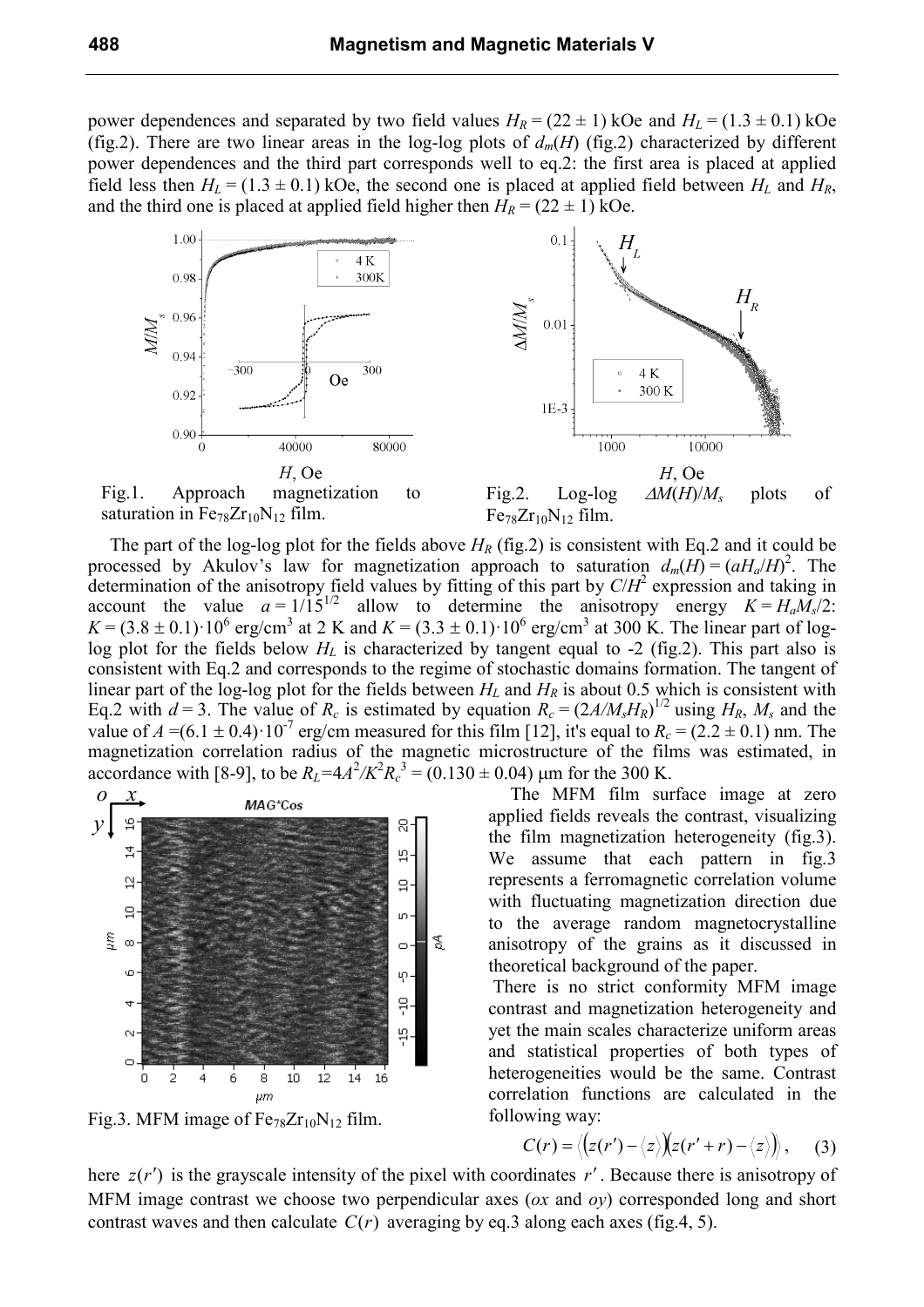power dependences and separated by two field values $H_R = (22 \pm 1)$ kOe and $H_L = (1.3 \pm 0.1)$ kOe (fig.2). There are two linear areas in the log-log plots of $d_m(H)$ (fig.2) characterized by different power dependences and the third part corresponds well to eq.2: the first area is placed at applied field less then $H_L = (1.3 \pm 0.1)$ kOe, the second one is placed at applied field between $H_L$ and $H_R$, and the third one is placed at applied field higher then $H_R = (22 \pm 1)$ kOe.

Fig.1. Approach magnetization to saturation in $Fe_{78}Zr_{10}N_{12}$ film.

Fig.2. Log-log $\Delta M(H)/M_s$ plots of $Fe_{78}Zr_{10}N_{12}$ film.

The part of the log-log plot for the fields above $H_R$ (fig.2) is consistent with Eq.2 and it could be processed by Akulov's law for magnetization approach to saturation $d_m(H) = (aH_a/H)^2$. The determination of the anisotropy field values by fitting of this part by $C/H^2$ expression and taking in account the value $a = 1/15^{1/2}$ allow to determine the anisotropy energy $K = H_aM_s/2$: $K = (3.8 \pm 0.1)\cdot 10^6$ erg/cm$^3$ at 2 K and $K = (3.3 \pm 0.1)\cdot 10^6$ erg/cm$^3$ at 300 K. The linear part of log-log plot for the fields below $H_L$ is characterized by tangent equal to -2 (fig.2). This part also is consistent with Eq.2 and corresponds to the regime of stochastic domains formation. The tangent of linear part of the log-log plot for the fields between $H_L$ and $H_R$ is about 0.5 which is consistent with Eq.2 with $d = 3$. The value of $R_c$ is estimated by equation $R_c = (2A/M_sH_R)^{1/2}$ using $H_R$, $M_s$ and the value of $A = (6.1 \pm 0.4)\cdot 10^{-7}$ erg/cm measured for this film [12], it's equal to $R_c = (2.2 \pm 0.1)$ nm. The magnetization correlation radius of the magnetic microstructure of the films was estimated, in accordance with [8-9], to be $R_L = 4A^2/K^2R_c^3 = (0.130 \pm 0.04)$ μm for the 300 K.

Fig.3. MFM image of $Fe_{78}Zr_{10}N_{12}$ film.

The MFM film surface image at zero applied fields reveals the contrast, visualizing the film magnetization heterogeneity (fig.3). We assume that each pattern in fig.3 represents a ferromagnetic correlation volume with fluctuating magnetization direction due to the average random magnetocrystalline anisotropy of the grains as it discussed in theoretical background of the paper.

There is no strict conformity MFM image contrast and magnetization heterogeneity and yet the main scales characterize uniform areas and statistical properties of both types of heterogeneities would be the same. Contrast correlation functions are calculated in the following way:

$$C(r) = \left\langle \left(z(r') - \langle z \rangle\right)\left(z(r'+r) - \langle z \rangle\right)\right\rangle, \quad (3)$$

here $z(r')$ is the grayscale intensity of the pixel with coordinates $r'$. Because there is anisotropy of MFM image contrast we choose two perpendicular axes ($ox$ and $oy$) corresponded long and short contrast waves and then calculate $C(r)$ averaging by eq.3 along each axes (fig.4, 5).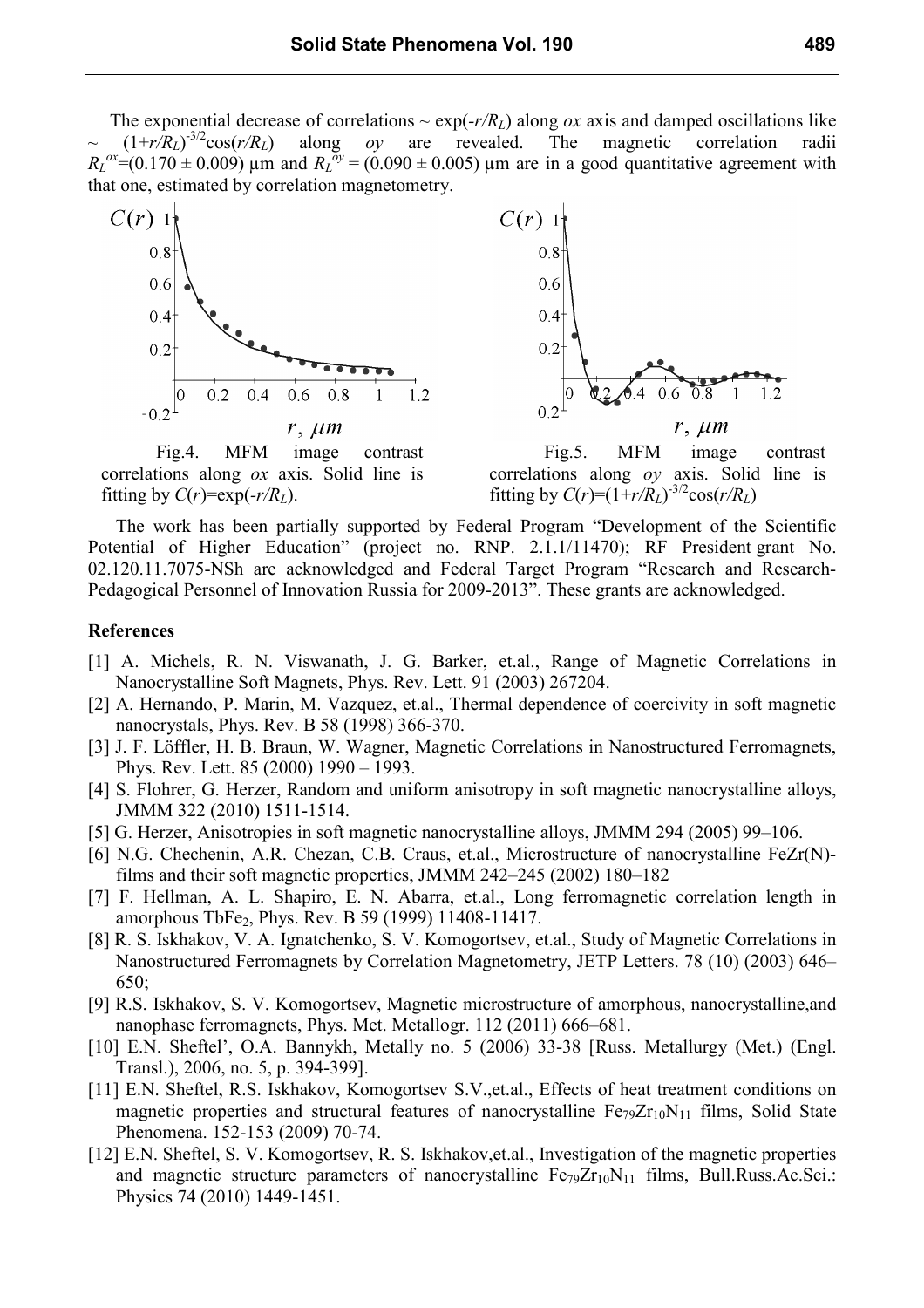The exponential decrease of correlations ~ $\exp(-r/R_L)$ along *ox* axis and damped oscillations like ~ $(1+r/R_L)^{-3/2}\cos(r/R_L)$ along *oy* are revealed. The magnetic correlation radii $R_L^{ox}=(0.170 \pm 0.009)$ µm and $R_L^{oy} = (0.090 \pm 0.005)$ µm are in a good quantitative agreement with that one, estimated by correlation magnetometry.

Fig.4. MFM image contrast correlations along *ox* axis. Solid line is fitting by $C(r)=\exp(-r/R_L)$.

Fig.5. MFM image contrast correlations along *oy* axis. Solid line is fitting by $C(r)=(1+r/R_L)^{-3/2}\cos(r/R_L)$

The work has been partially supported by Federal Program "Development of the Scientific Potential of Higher Education" (project no. RNP. 2.1.1/11470); RF President grant No. 02.120.11.7075-NSh are acknowledged and Federal Target Program "Research and Research-Pedagogical Personnel of Innovation Russia for 2009-2013". These grants are acknowledged.

## References

[1] A. Michels, R. N. Viswanath, J. G. Barker, et.al., Range of Magnetic Correlations in Nanocrystalline Soft Magnets, Phys. Rev. Lett. 91 (2003) 267204.

[2] A. Hernando, P. Marin, M. Vazquez, et.al., Thermal dependence of coercivity in soft magnetic nanocrystals, Phys. Rev. B 58 (1998) 366-370.

[3] J. F. Löffler, H. B. Braun, W. Wagner, Magnetic Correlations in Nanostructured Ferromagnets, Phys. Rev. Lett. 85 (2000) 1990 – 1993.

[4] S. Flohrer, G. Herzer, Random and uniform anisotropy in soft magnetic nanocrystalline alloys, JMMM 322 (2010) 1511-1514.

[5] G. Herzer, Anisotropies in soft magnetic nanocrystalline alloys, JMMM 294 (2005) 99–106.

[6] N.G. Chechenin, A.R. Chezan, C.B. Craus, et.al., Microstructure of nanocrystalline FeZr(N)-films and their soft magnetic properties, JMMM 242–245 (2002) 180–182

[7] F. Hellman, A. L. Shapiro, E. N. Abarra, et.al., Long ferromagnetic correlation length in amorphous $TbFe_2$, Phys. Rev. B 59 (1999) 11408-11417.

[8] R. S. Iskhakov, V. A. Ignatchenko, S. V. Komogortsev, et.al., Study of Magnetic Correlations in Nanostructured Ferromagnets by Correlation Magnetometry, JETP Letters. 78 (10) (2003) 646–650;

[9] R.S. Iskhakov, S. V. Komogortsev, Magnetic microstructure of amorphous, nanocrystalline,and nanophase ferromagnets, Phys. Met. Metallogr. 112 (2011) 666–681.

[10] E.N. Sheftel', O.A. Bannykh, Metally no. 5 (2006) 33-38 [Russ. Metallurgy (Met.) (Engl. Transl.), 2006, no. 5, p. 394-399].

[11] E.N. Sheftel, R.S. Iskhakov, Komogortsev S.V.,et.al., Effects of heat treatment conditions on magnetic properties and structural features of nanocrystalline $Fe_{79}Zr_{10}N_{11}$ films, Solid State Phenomena. 152-153 (2009) 70-74.

[12] E.N. Sheftel, S. V. Komogortsev, R. S. Iskhakov,et.al., Investigation of the magnetic properties and magnetic structure parameters of nanocrystalline $Fe_{79}Zr_{10}N_{11}$ films, Bull.Russ.Ac.Sci.: Physics 74 (2010) 1449-1451.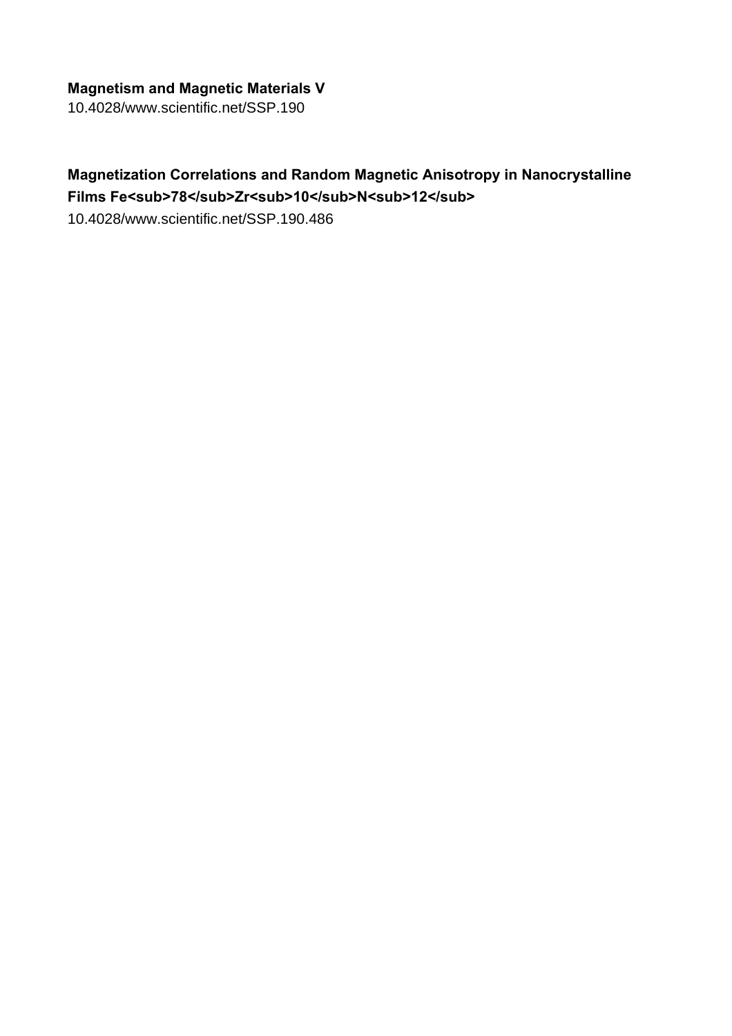**Magnetism and Magnetic Materials V**

10.4028/www.scientific.net/SSP.190

**Magnetization Correlations and Random Magnetic Anisotropy in Nanocrystalline Films $Fe_{78}Zr_{10}N_{12}$**

10.4028/www.scientific.net/SSP.190.486